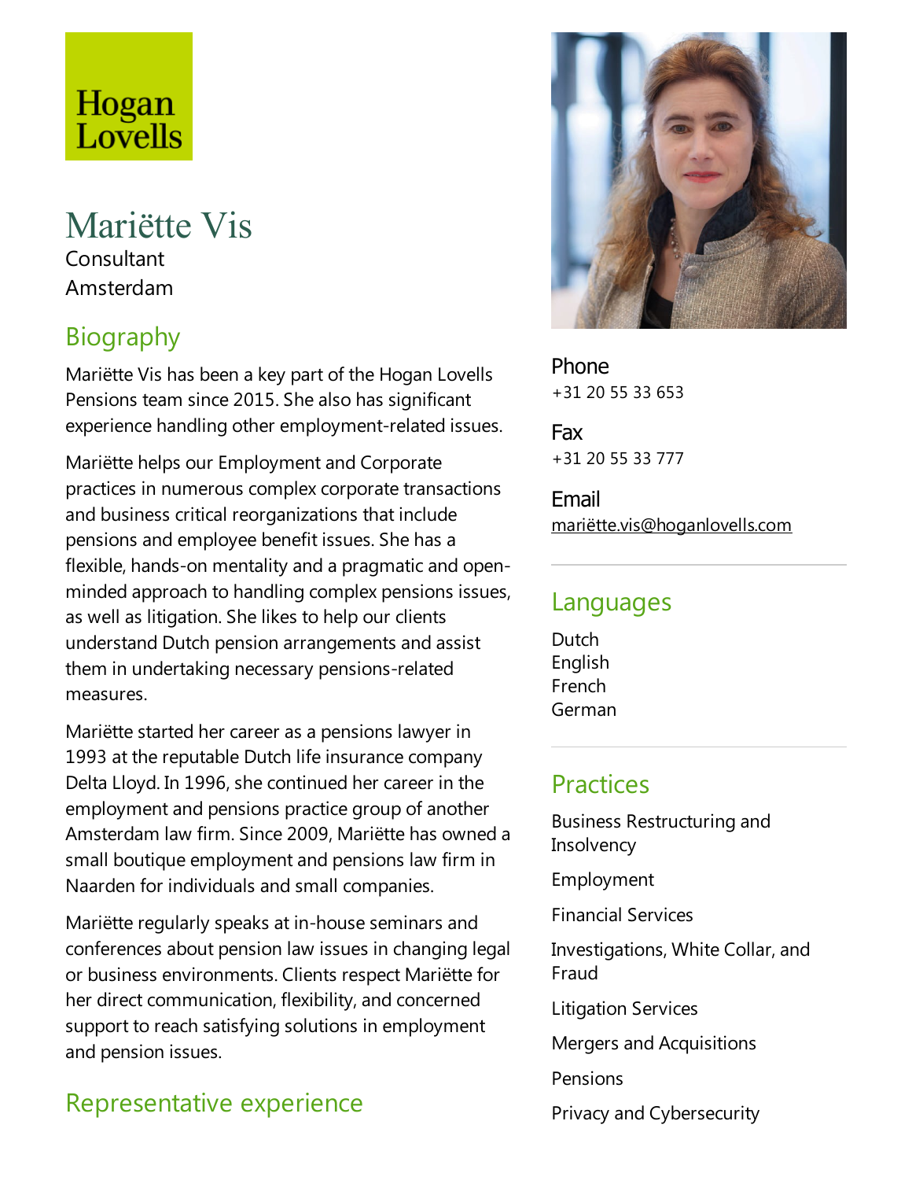Hogan Lovells

# Mariëtte Vis

Consultant

Amsterdam

## Biography

Mariëtte Vis has been a key part of the Hogan Lovells Pensions team since 2015. She also has significant experience handling other employment-related issues.

Mariëtte helps our Employment and Corporate practices in numerous complex corporate transactions and business critical reorganizations that include pensions and employee benefit issues. She has a flexible, hands-on mentality and a pragmatic and open-minded approach to handling complex pensions issues, as well as litigation. She likes to help our clients understand Dutch pension arrangements and assist them in undertaking necessary pensions-related measures.

Mariëtte started her career as a pensions lawyer in 1993 at the reputable Dutch life insurance company Delta Lloyd. In 1996, she continued her career in the employment and pensions practice group of another Amsterdam law firm. Since 2009, Mariëtte has owned a small boutique employment and pensions law firm in Naarden for individuals and small companies.

Mariëtte regularly speaks at in-house seminars and conferences about pension law issues in changing legal or business environments. Clients respect Mariëtte for her direct communication, flexibility, and concerned support to reach satisfying solutions in employment and pension issues.

## Representative experience

**Phone**
+31 20 55 33 653

**Fax**
+31 20 55 33 777

**Email**
mariëtte.vis@hoganlovells.com

## Languages

Dutch
English
French
German

## Practices

Business Restructuring and Insolvency

Employment

Financial Services

Investigations, White Collar, and Fraud

Litigation Services

Mergers and Acquisitions

Pensions

Privacy and Cybersecurity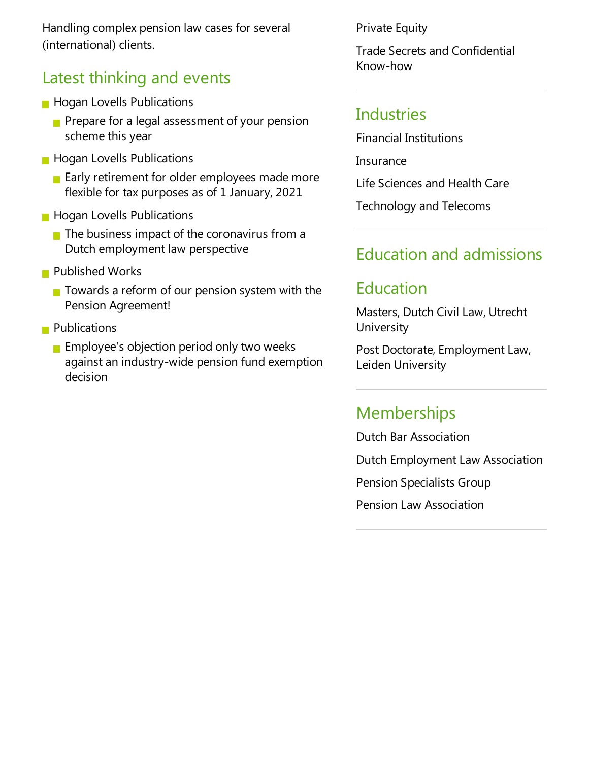Handling complex pension law cases for several (international) clients.

## Latest thinking and events

- Hogan Lovells Publications
  - Prepare for a legal assessment of your pension scheme this year
- Hogan Lovells Publications
  - Early retirement for older employees made more flexible for tax purposes as of 1 January, 2021
- Hogan Lovells Publications
  - The business impact of the coronavirus from a Dutch employment law perspective
- Published Works
  - Towards a reform of our pension system with the Pension Agreement!
- Publications
  - Employee's objection period only two weeks against an industry-wide pension fund exemption decision

Private Equity

Trade Secrets and Confidential Know-how

## Industries

Financial Institutions

Insurance

Life Sciences and Health Care

Technology and Telecoms

## Education and admissions

## Education

Masters, Dutch Civil Law, Utrecht University

Post Doctorate, Employment Law, Leiden University

## Memberships

Dutch Bar Association

Dutch Employment Law Association

Pension Specialists Group

Pension Law Association